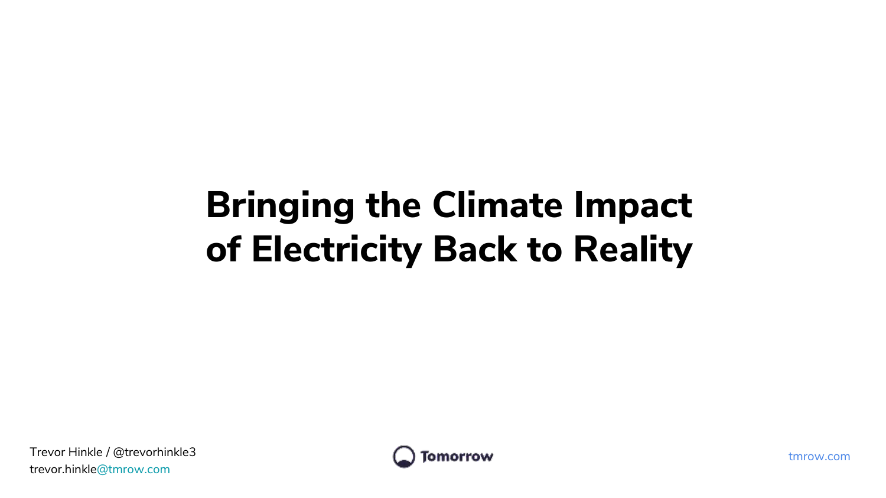# Bringing the Climate Impact of Electricity Back to Reality

Trevor Hinkle / @trevorhinkle3
trevor.hinkle@tmrow.com

Tomorrow

tmrow.com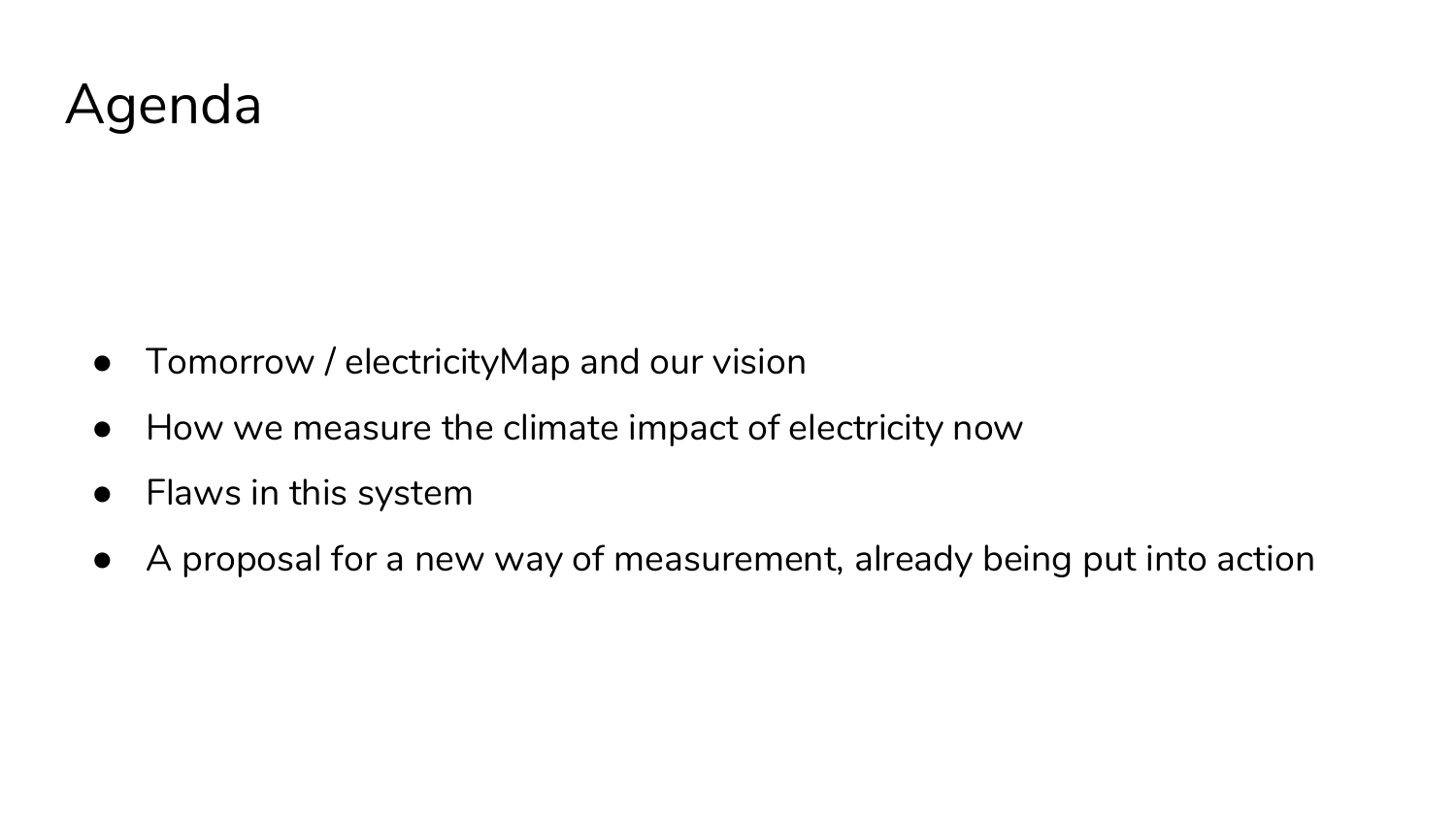# Agenda

- Tomorrow / electricityMap and our vision
- How we measure the climate impact of electricity now
- Flaws in this system
- A proposal for a new way of measurement, already being put into action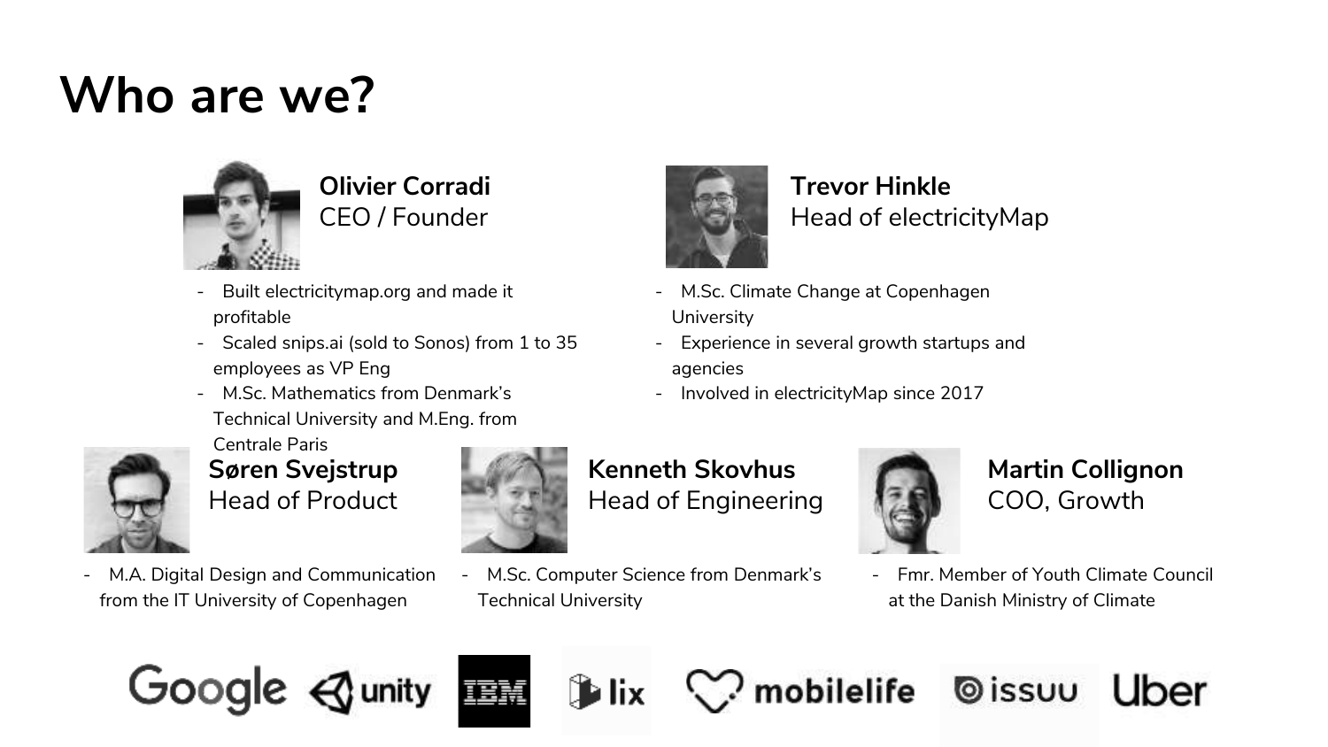# Who are we?

**Olivier Corradi**
CEO / Founder

- Built electricitymap.org and made it profitable
- Scaled snips.ai (sold to Sonos) from 1 to 35 employees as VP Eng
- M.Sc. Mathematics from Denmark's Technical University and M.Eng. from Centrale Paris

**Trevor Hinkle**
Head of electricityMap

- M.Sc. Climate Change at Copenhagen University
- Experience in several growth startups and agencies
- Involved in electricityMap since 2017

**Søren Svejstrup**
Head of Product

- M.A. Digital Design and Communication from the IT University of Copenhagen

**Kenneth Skovhus**
Head of Engineering

- M.Sc. Computer Science from Denmark's Technical University

**Martin Collignon**
COO, Growth

- Fmr. Member of Youth Climate Council at the Danish Ministry of Climate

Google unity IBM lix mobilelife issuu Uber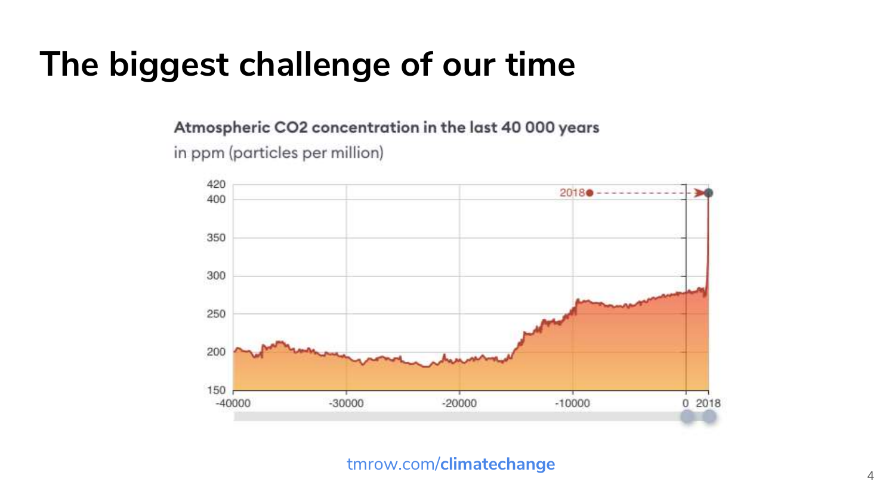# The biggest challenge of our time

**Atmospheric CO2 concentration in the last 40 000 years**

in ppm (particles per million)

tmrow.com/**climatechange**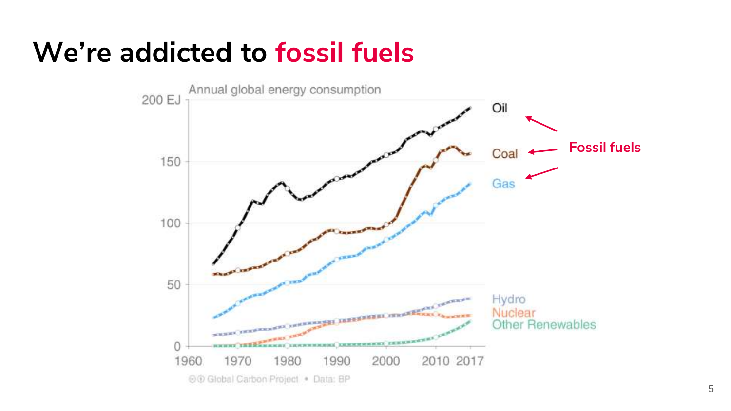# We're addicted to fossil fuels

Annual global energy consumption

200 EJ

150

100

50

0

1960 1970 1980 1990 2000 2010 2017

Oil

Coal

Gas

Fossil fuels

Hydro

Nuclear

Other Renewables

Global Carbon Project • Data: BP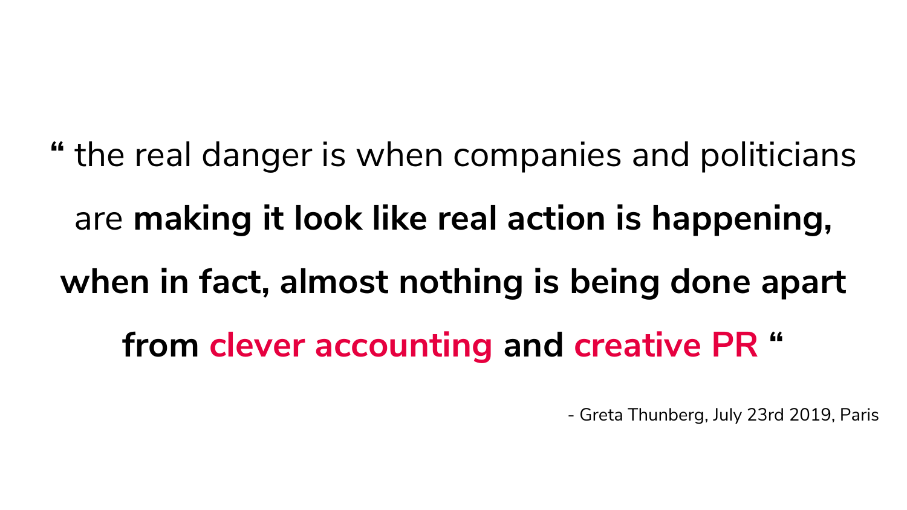" the real danger is when companies and politicians are **making it look like real action is happening, when in fact, almost nothing is being done apart from clever accounting and creative PR** "

- Greta Thunberg, July 23rd 2019, Paris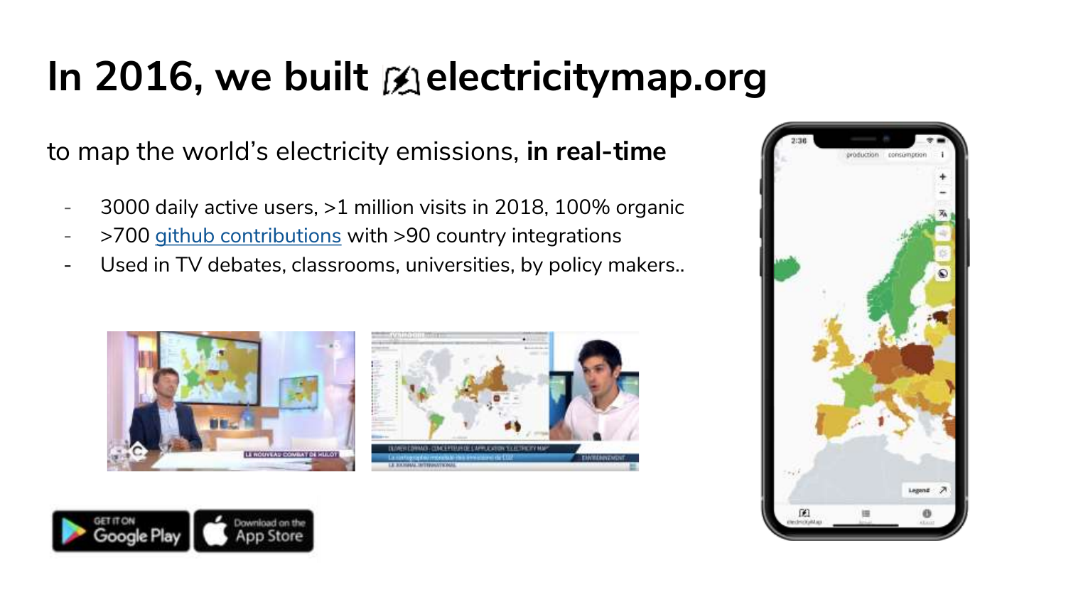# In 2016, we built electricitymap.org

to map the world's electricity emissions, **in real-time**

- 3000 daily active users, >1 million visits in 2018, 100% organic
- >700 github contributions with >90 country integrations
- Used in TV debates, classrooms, universities, by policy makers..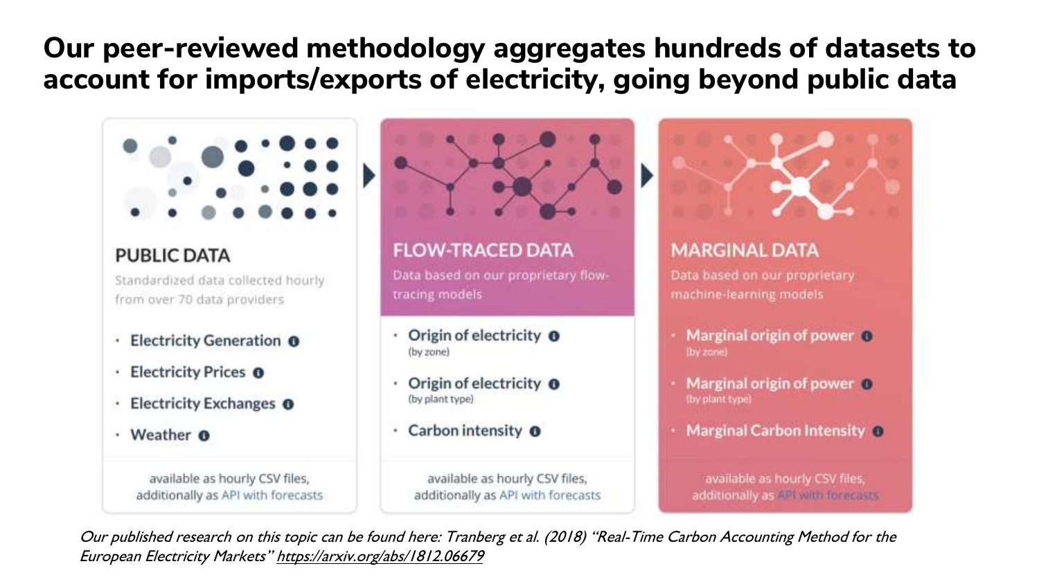# Our peer-reviewed methodology aggregates hundreds of datasets to account for imports/exports of electricity, going beyond public data

### PUBLIC DATA

Standardized data collected hourly from over 70 data providers

- Electricity Generation
- Electricity Prices
- Electricity Exchanges
- Weather

available as hourly CSV files, additionally as API with forecasts

### FLOW-TRACED DATA

Data based on our proprietary flow-tracing models

- Origin of electricity (by zone)
- Origin of electricity (by plant type)
- Carbon intensity

available as hourly CSV files, additionally as API with forecasts

### MARGINAL DATA

Data based on our proprietary machine-learning models

- Marginal origin of power (by zone)
- Marginal origin of power (by plant type)
- Marginal Carbon Intensity

available as hourly CSV files, additionally as API with forecasts

*Our published research on this topic can be found here: Tranberg et al. (2018) "Real-Time Carbon Accounting Method for the European Electricity Markets" https://arxiv.org/abs/1812.06679*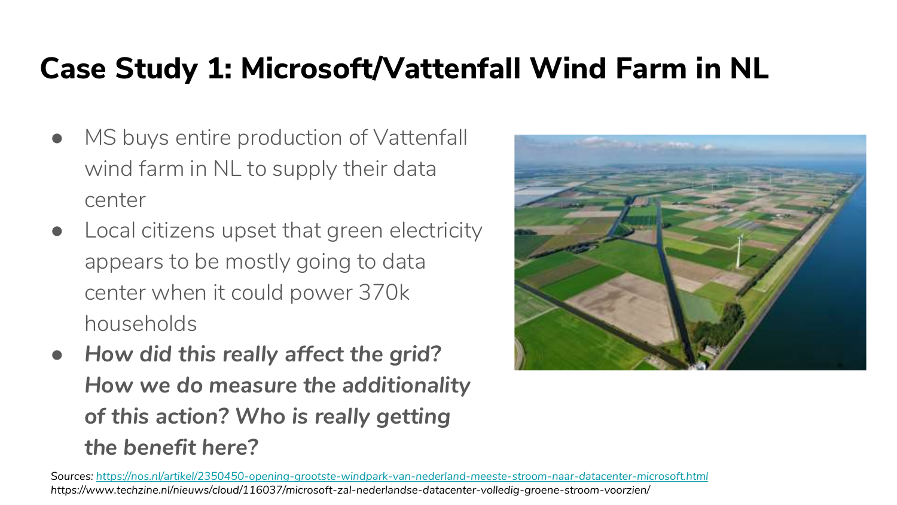# Case Study 1: Microsoft/Vattenfall Wind Farm in NL

- MS buys entire production of Vattenfall wind farm in NL to supply their data center
- Local citizens upset that green electricity appears to be mostly going to data center when it could power 370k households
- ***How did this really affect the grid? How we do measure the additionality of this action? Who is really getting the benefit here?***

*Sources:* [https://nos.nl/artikel/2350450-opening-grootste-windpark-van-nederland-meeste-stroom-naar-datacenter-microsoft.html](https://nos.nl/artikel/2350450-opening-grootste-windpark-van-nederland-meeste-stroom-naar-datacenter-microsoft.html)
*https://www.techzine.nl/nieuws/cloud/116037/microsoft-zal-nederlandse-datacenter-volledig-groene-stroom-voorzien/*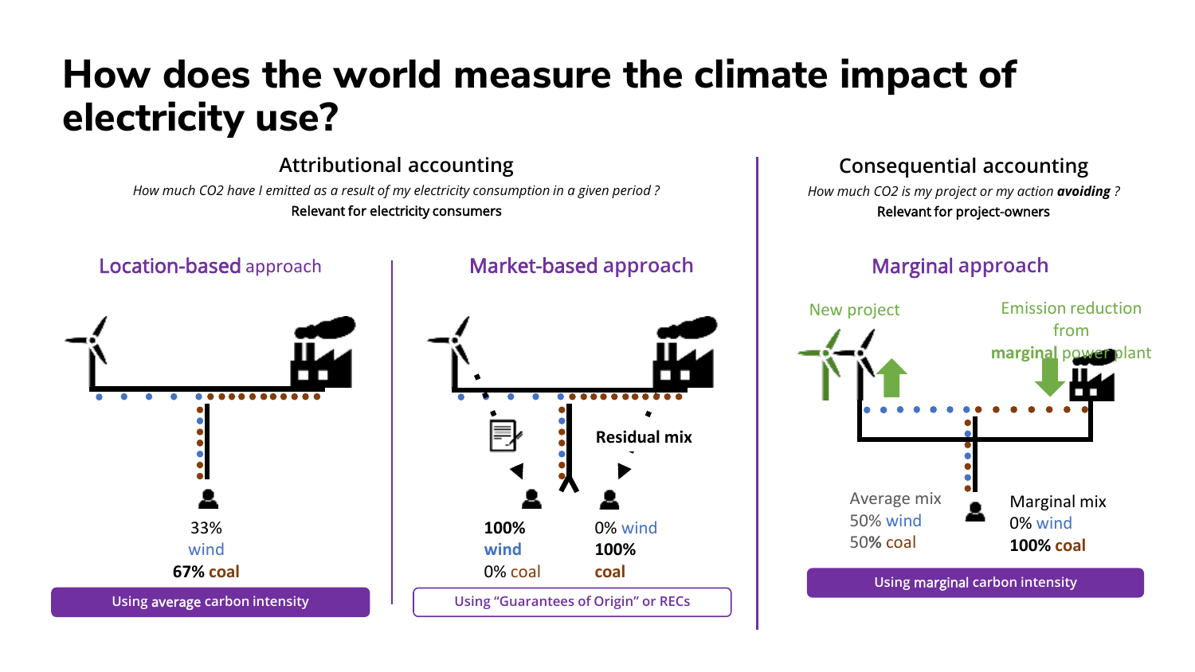# How does the world measure the climate impact of electricity use?

## Attributional accounting

*How much CO2 have I emitted as a result of my electricity consumption in a given period ?*

Relevant for electricity consumers

### Location-based approach

33% wind

**67% coal**

Using average carbon intensity

### Market-based approach

Residual mix

**100% wind**

0% coal

0% wind

**100% coal**

Using "Guarantees of Origin" or RECs

## Consequential accounting

*How much CO2 is my project or my action **avoiding** ?*

Relevant for project-owners

### Marginal approach

New project

Emission reduction from **marginal** power plant

Average mix

50% wind

50% coal

Marginal mix

0% wind

**100% coal**

Using marginal carbon intensity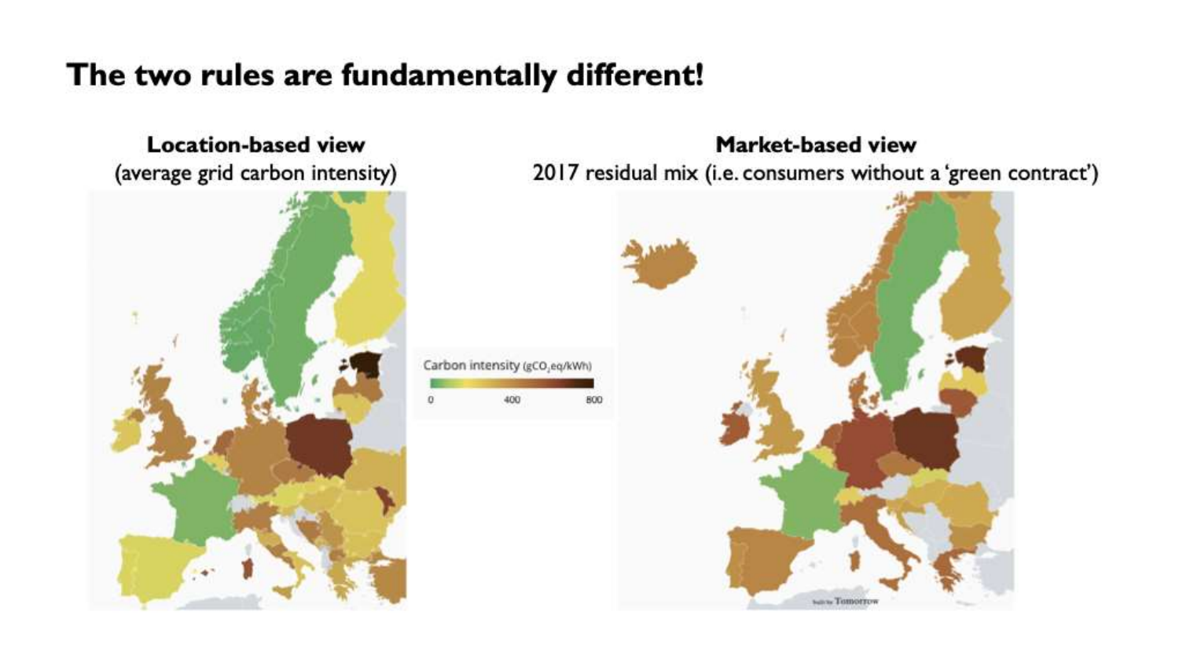# The two rules are fundamentally different!

**Location-based view**
(average grid carbon intensity)

**Market-based view**
2017 residual mix (i.e. consumers without a 'green contract')

Carbon intensity ($gCO_2eq/kWh$)

0 400 800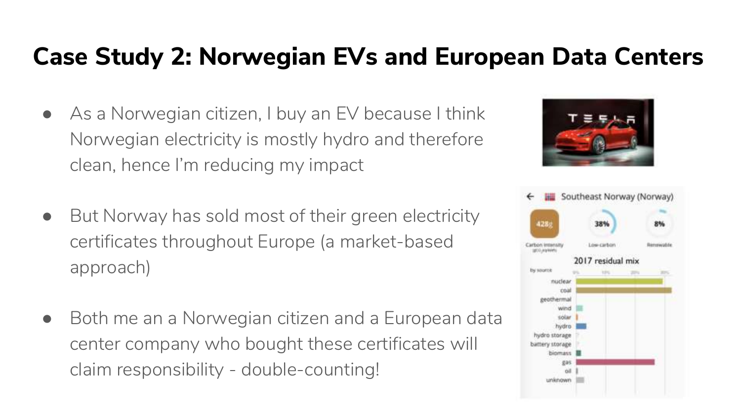# Case Study 2: Norwegian EVs and European Data Centers

- As a Norwegian citizen, I buy an EV because I think Norwegian electricity is mostly hydro and therefore clean, hence I'm reducing my impact
- But Norway has sold most of their green electricity certificates throughout Europe (a market-based approach)
- Both me an a Norwegian citizen and a European data center company who bought these certificates will claim responsibility - double-counting!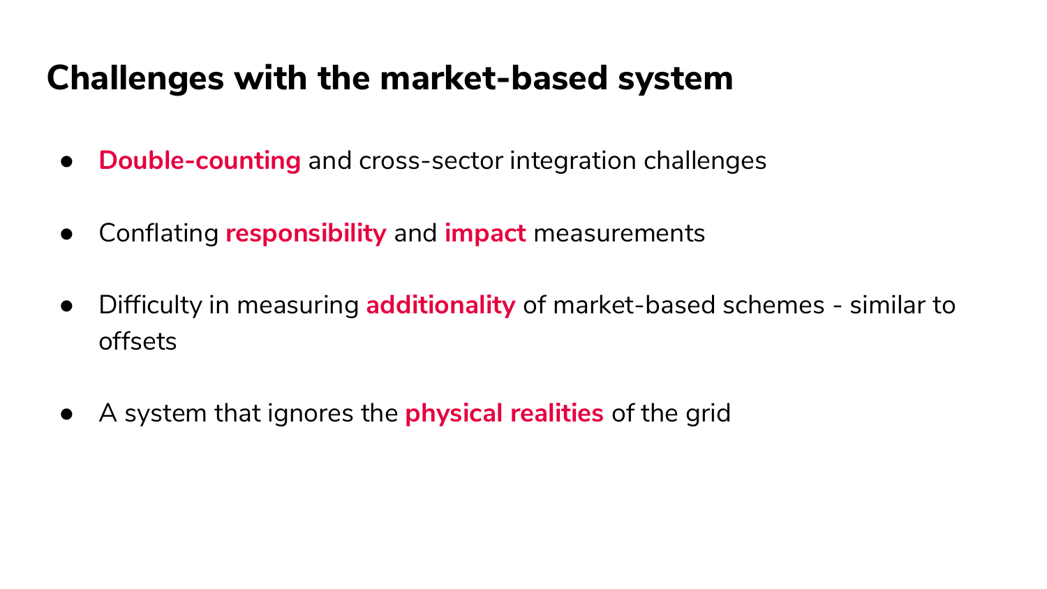# Challenges with the market-based system

- **Double-counting** and cross-sector integration challenges
- Conflating **responsibility** and **impact** measurements
- Difficulty in measuring **additionality** of market-based schemes - similar to offsets
- A system that ignores the **physical realities** of the grid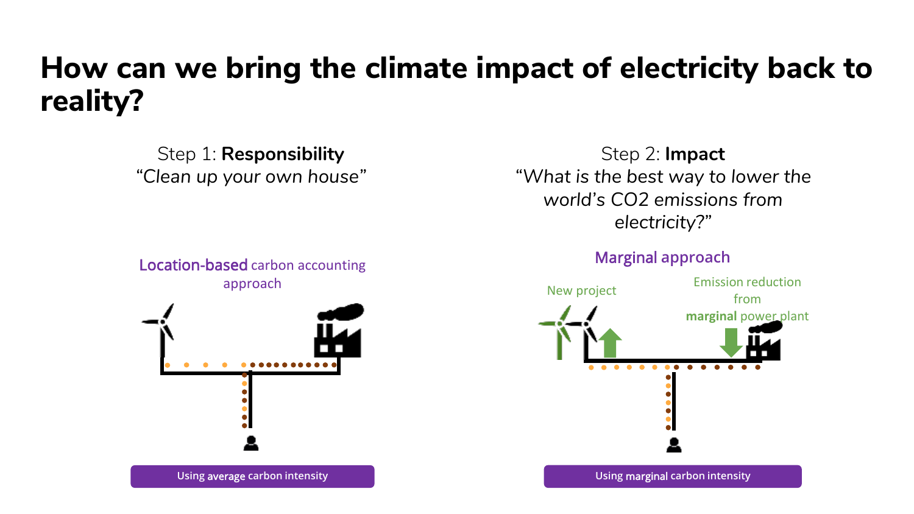# How can we bring the climate impact of electricity back to reality?

Step 1: **Responsibility**
*"Clean up your own house"*

Location-based carbon accounting approach

Using average carbon intensity

Step 2: **Impact**
*"What is the best way to lower the world's $CO_2$ emissions from electricity?"*

Marginal approach

New project

Emission reduction from **marginal** power plant

Using marginal carbon intensity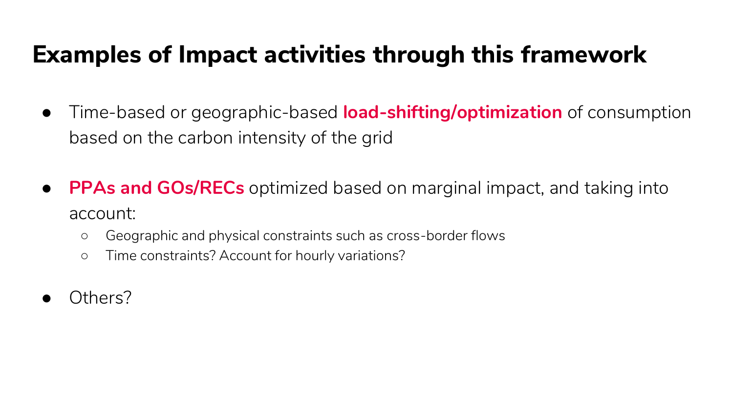# Examples of Impact activities through this framework

- Time-based or geographic-based **load-shifting/optimization** of consumption based on the carbon intensity of the grid

- **PPAs and GOs/RECs** optimized based on marginal impact, and taking into account:
  - Geographic and physical constraints such as cross-border flows
  - Time constraints? Account for hourly variations?

- Others?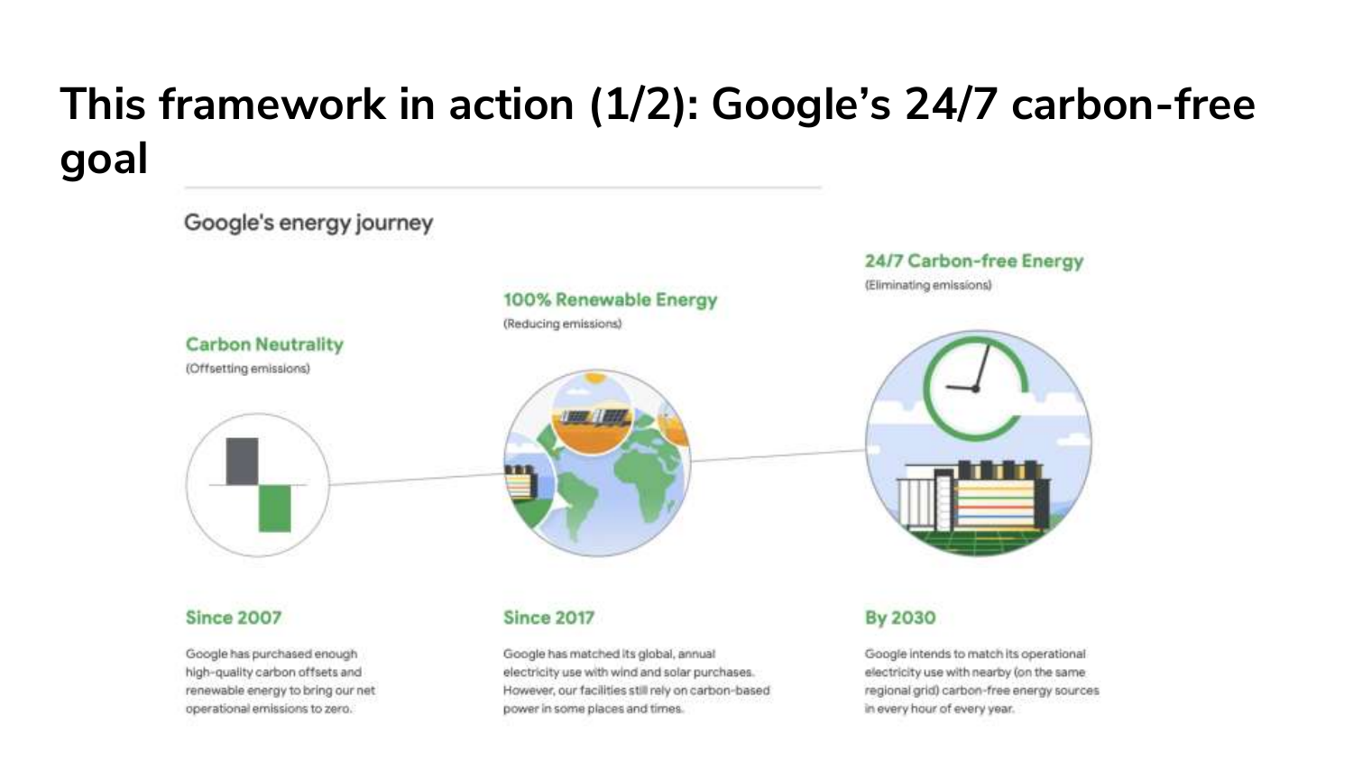# This framework in action (1/2): Google's 24/7 carbon-free goal

## Google's energy journey

### Carbon Neutrality

(Offsetting emissions)

**Since 2007**

Google has purchased enough high-quality carbon offsets and renewable energy to bring our net operational emissions to zero.

### 100% Renewable Energy

(Reducing emissions)

**Since 2017**

Google has matched its global, annual electricity use with wind and solar purchases. However, our facilities still rely on carbon-based power in some places and times.

### 24/7 Carbon-free Energy

(Eliminating emissions)

**By 2030**

Google intends to match its operational electricity use with nearby (on the same regional grid) carbon-free energy sources in every hour of every year.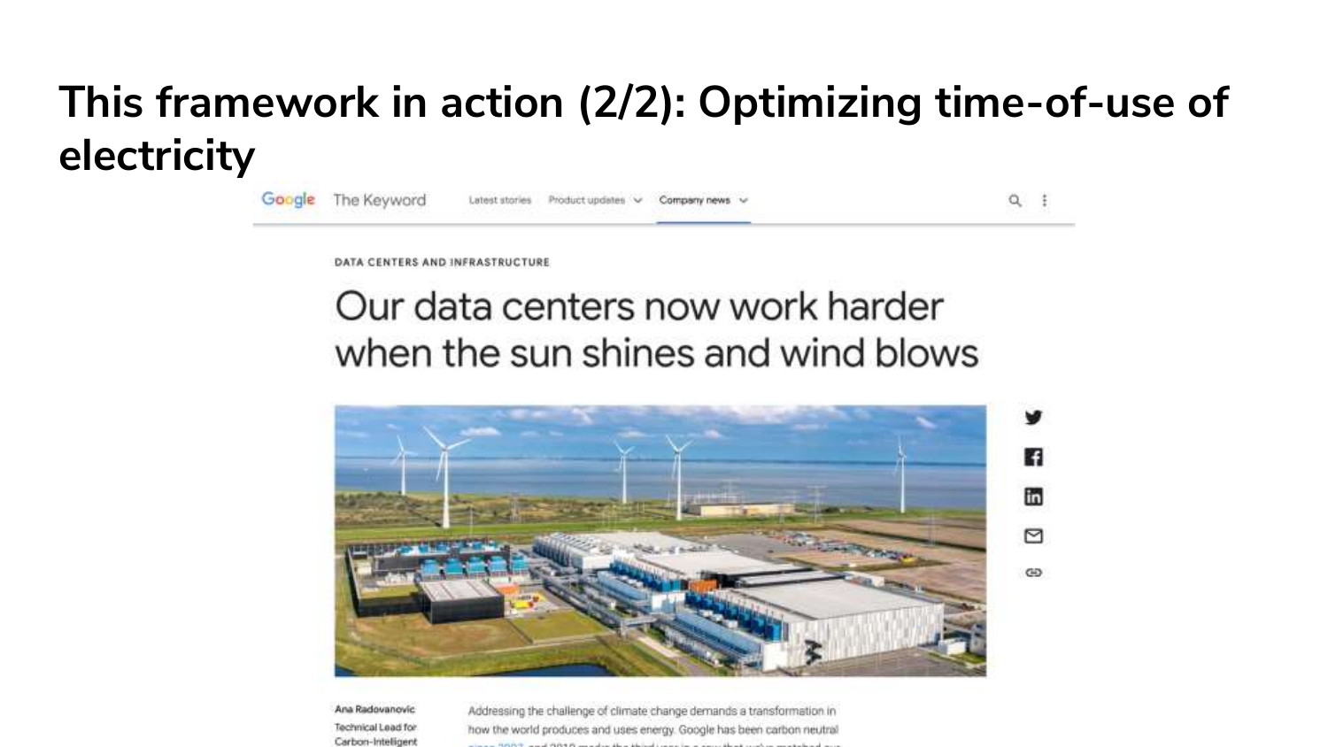# This framework in action (2/2): Optimizing time-of-use of electricity

Google The Keyword — Latest stories — Product updates — Company news

DATA CENTERS AND INFRASTRUCTURE

## Our data centers now work harder when the sun shines and wind blows

Ana Radovanovic
Technical Lead for Carbon-Intelligent

Addressing the challenge of climate change demands a transformation in how the world produces and uses energy. Google has been carbon neutral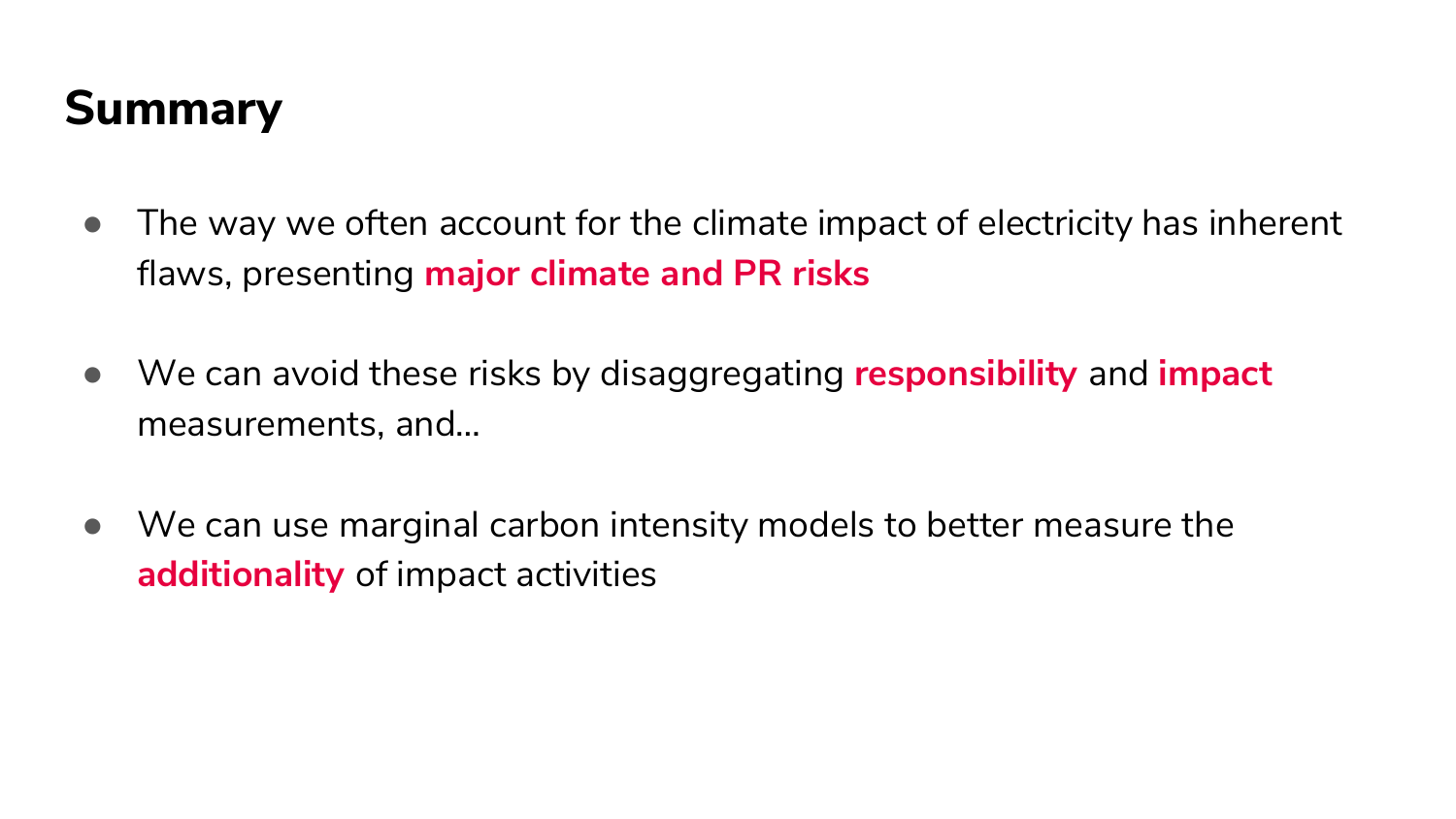# Summary

- The way we often account for the climate impact of electricity has inherent flaws, presenting **major climate and PR risks**

- We can avoid these risks by disaggregating **responsibility** and **impact** measurements, and...

- We can use marginal carbon intensity models to better measure the **additionality** of impact activities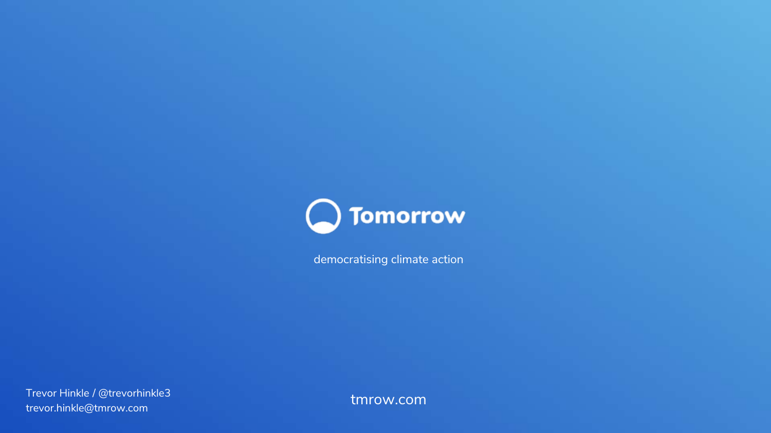# Tomorrow

democratising climate action

Trevor Hinkle / @trevorhinkle3
trevor.hinkle@tmrow.com

tmrow.com